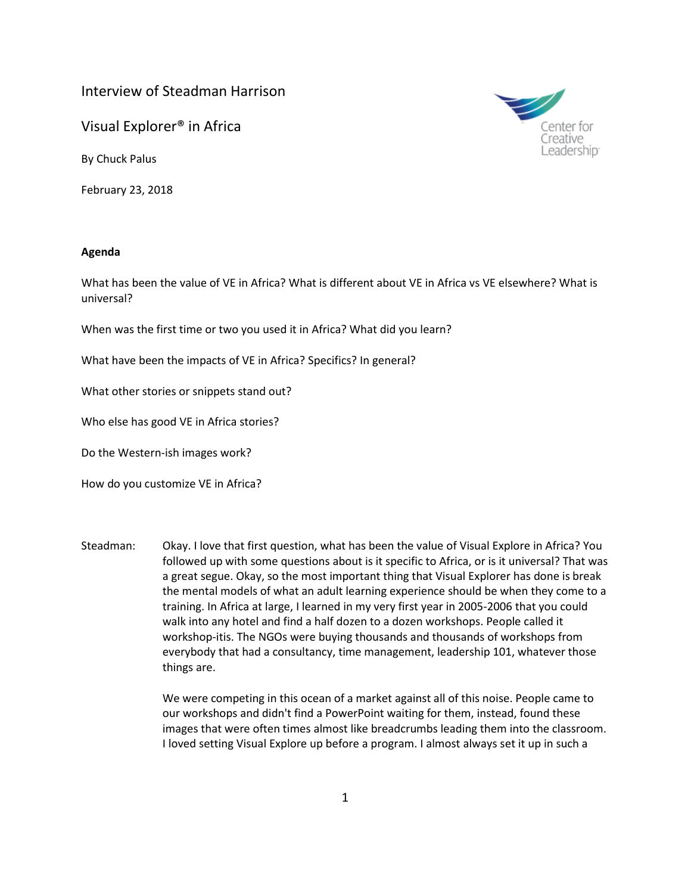# Interview of Steadman Harrison

## Visual Explorer® in Africa

By Chuck Palus

February 23, 2018

Center for Creative Leadership

**Agenda**

What has been the value of VE in Africa? What is different about VE in Africa vs VE elsewhere? What is universal?

When was the first time or two you used it in Africa? What did you learn?

What have been the impacts of VE in Africa? Specifics? In general?

What other stories or snippets stand out?

Who else has good VE in Africa stories?

Do the Western-ish images work?

How do you customize VE in Africa?

Steadman: Okay. I love that first question, what has been the value of Visual Explore in Africa? You followed up with some questions about is it specific to Africa, or is it universal? That was a great segue. Okay, so the most important thing that Visual Explorer has done is break the mental models of what an adult learning experience should be when they come to a training. In Africa at large, I learned in my very first year in 2005-2006 that you could walk into any hotel and find a half dozen to a dozen workshops. People called it workshop-itis. The NGOs were buying thousands and thousands of workshops from everybody that had a consultancy, time management, leadership 101, whatever those things are.

We were competing in this ocean of a market against all of this noise. People came to our workshops and didn't find a PowerPoint waiting for them, instead, found these images that were often times almost like breadcrumbs leading them into the classroom. I loved setting Visual Explore up before a program. I almost always set it up in such a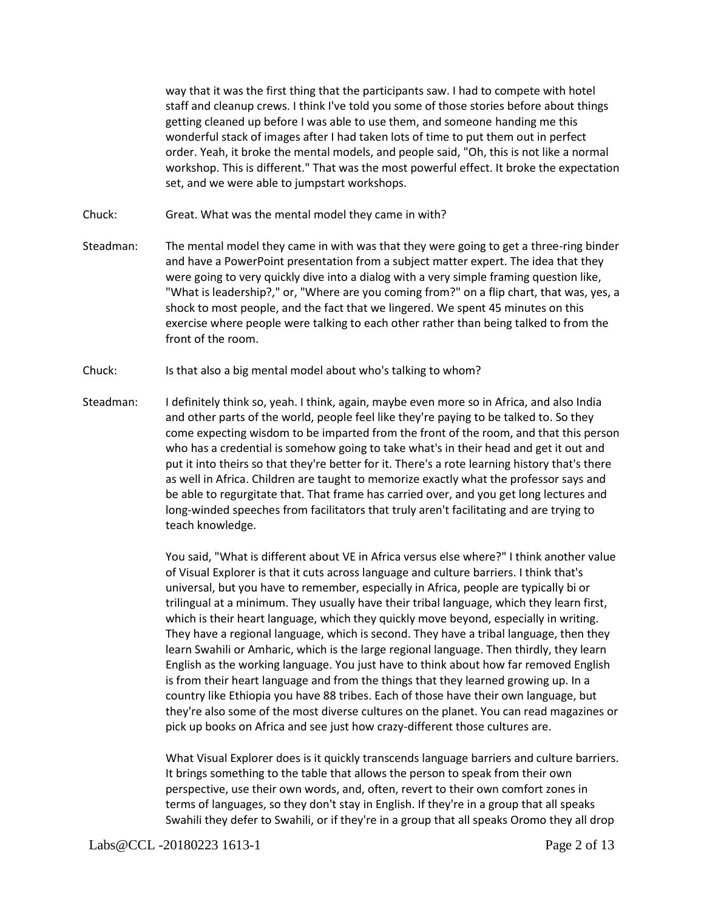way that it was the first thing that the participants saw. I had to compete with hotel staff and cleanup crews. I think I've told you some of those stories before about things getting cleaned up before I was able to use them, and someone handing me this wonderful stack of images after I had taken lots of time to put them out in perfect order. Yeah, it broke the mental models, and people said, "Oh, this is not like a normal workshop. This is different." That was the most powerful effect. It broke the expectation set, and we were able to jumpstart workshops.

Chuck: Great. What was the mental model they came in with?

Steadman: The mental model they came in with was that they were going to get a three-ring binder and have a PowerPoint presentation from a subject matter expert. The idea that they were going to very quickly dive into a dialog with a very simple framing question like, "What is leadership?," or, "Where are you coming from?" on a flip chart, that was, yes, a shock to most people, and the fact that we lingered. We spent 45 minutes on this exercise where people were talking to each other rather than being talked to from the front of the room.

Chuck: Is that also a big mental model about who's talking to whom?

Steadman: I definitely think so, yeah. I think, again, maybe even more so in Africa, and also India and other parts of the world, people feel like they're paying to be talked to. So they come expecting wisdom to be imparted from the front of the room, and that this person who has a credential is somehow going to take what's in their head and get it out and put it into theirs so that they're better for it. There's a rote learning history that's there as well in Africa. Children are taught to memorize exactly what the professor says and be able to regurgitate that. That frame has carried over, and you get long lectures and long-winded speeches from facilitators that truly aren't facilitating and are trying to teach knowledge.

You said, "What is different about VE in Africa versus else where?" I think another value of Visual Explorer is that it cuts across language and culture barriers. I think that's universal, but you have to remember, especially in Africa, people are typically bi or trilingual at a minimum. They usually have their tribal language, which they learn first, which is their heart language, which they quickly move beyond, especially in writing. They have a regional language, which is second. They have a tribal language, then they learn Swahili or Amharic, which is the large regional language. Then thirdly, they learn English as the working language. You just have to think about how far removed English is from their heart language and from the things that they learned growing up. In a country like Ethiopia you have 88 tribes. Each of those have their own language, but they're also some of the most diverse cultures on the planet. You can read magazines or pick up books on Africa and see just how crazy-different those cultures are.

What Visual Explorer does is it quickly transcends language barriers and culture barriers. It brings something to the table that allows the person to speak from their own perspective, use their own words, and, often, revert to their own comfort zones in terms of languages, so they don't stay in English. If they're in a group that all speaks Swahili they defer to Swahili, or if they're in a group that all speaks Oromo they all drop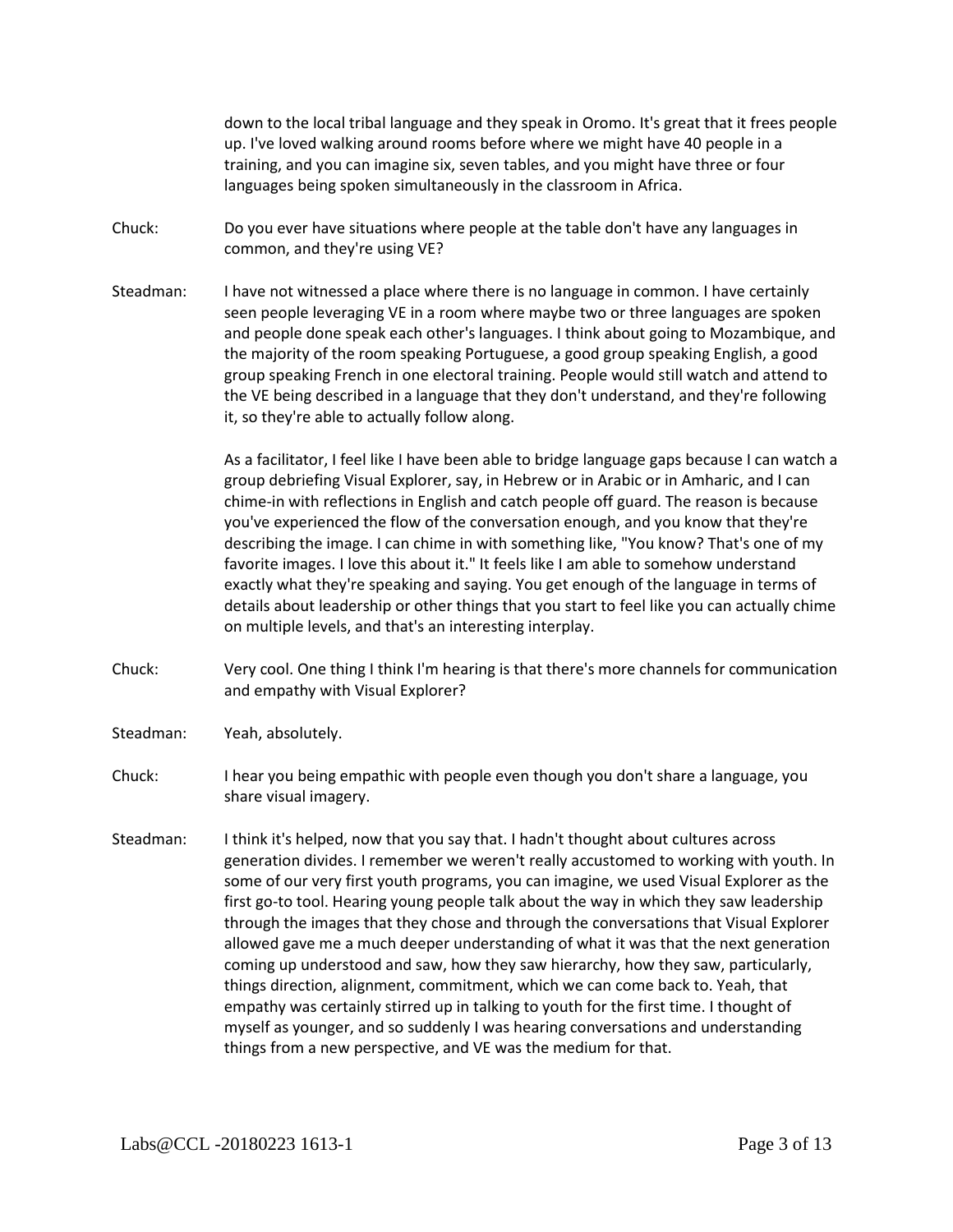down to the local tribal language and they speak in Oromo. It's great that it frees people up. I've loved walking around rooms before where we might have 40 people in a training, and you can imagine six, seven tables, and you might have three or four languages being spoken simultaneously in the classroom in Africa.

Chuck: Do you ever have situations where people at the table don't have any languages in common, and they're using VE?

Steadman: I have not witnessed a place where there is no language in common. I have certainly seen people leveraging VE in a room where maybe two or three languages are spoken and people done speak each other's languages. I think about going to Mozambique, and the majority of the room speaking Portuguese, a good group speaking English, a good group speaking French in one electoral training. People would still watch and attend to the VE being described in a language that they don't understand, and they're following it, so they're able to actually follow along.

As a facilitator, I feel like I have been able to bridge language gaps because I can watch a group debriefing Visual Explorer, say, in Hebrew or in Arabic or in Amharic, and I can chime-in with reflections in English and catch people off guard. The reason is because you've experienced the flow of the conversation enough, and you know that they're describing the image. I can chime in with something like, "You know? That's one of my favorite images. I love this about it." It feels like I am able to somehow understand exactly what they're speaking and saying. You get enough of the language in terms of details about leadership or other things that you start to feel like you can actually chime on multiple levels, and that's an interesting interplay.

Chuck: Very cool. One thing I think I'm hearing is that there's more channels for communication and empathy with Visual Explorer?

Steadman: Yeah, absolutely.

Chuck: I hear you being empathic with people even though you don't share a language, you share visual imagery.

Steadman: I think it's helped, now that you say that. I hadn't thought about cultures across generation divides. I remember we weren't really accustomed to working with youth. In some of our very first youth programs, you can imagine, we used Visual Explorer as the first go-to tool. Hearing young people talk about the way in which they saw leadership through the images that they chose and through the conversations that Visual Explorer allowed gave me a much deeper understanding of what it was that the next generation coming up understood and saw, how they saw hierarchy, how they saw, particularly, things direction, alignment, commitment, which we can come back to. Yeah, that empathy was certainly stirred up in talking to youth for the first time. I thought of myself as younger, and so suddenly I was hearing conversations and understanding things from a new perspective, and VE was the medium for that.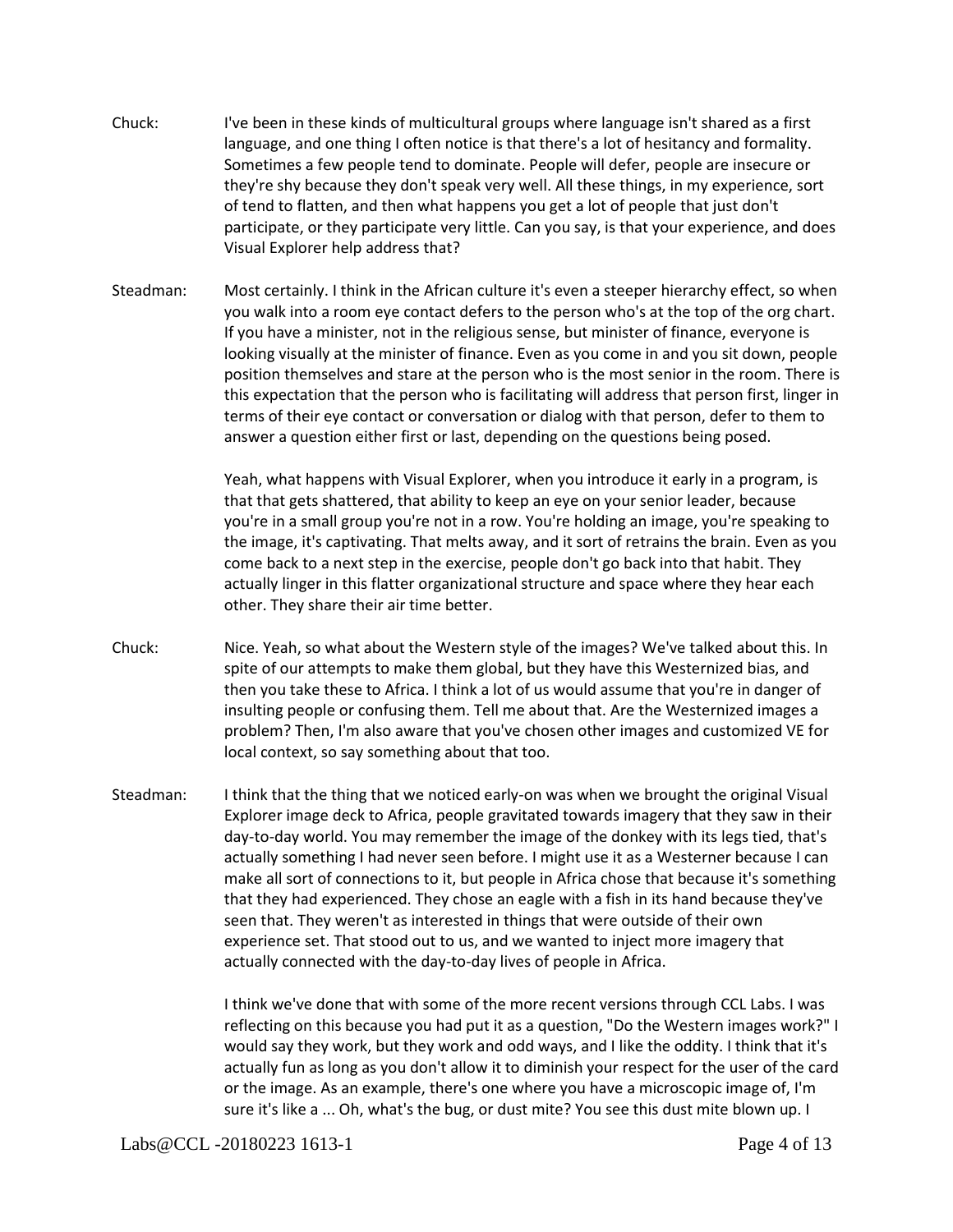**Chuck:** I've been in these kinds of multicultural groups where language isn't shared as a first language, and one thing I often notice is that there's a lot of hesitancy and formality. Sometimes a few people tend to dominate. People will defer, people are insecure or they're shy because they don't speak very well. All these things, in my experience, sort of tend to flatten, and then what happens you get a lot of people that just don't participate, or they participate very little. Can you say, is that your experience, and does Visual Explorer help address that?

**Steadman:** Most certainly. I think in the African culture it's even a steeper hierarchy effect, so when you walk into a room eye contact defers to the person who's at the top of the org chart. If you have a minister, not in the religious sense, but minister of finance, everyone is looking visually at the minister of finance. Even as you come in and you sit down, people position themselves and stare at the person who is the most senior in the room. There is this expectation that the person who is facilitating will address that person first, linger in terms of their eye contact or conversation or dialog with that person, defer to them to answer a question either first or last, depending on the questions being posed.

Yeah, what happens with Visual Explorer, when you introduce it early in a program, is that that gets shattered, that ability to keep an eye on your senior leader, because you're in a small group you're not in a row. You're holding an image, you're speaking to the image, it's captivating. That melts away, and it sort of retrains the brain. Even as you come back to a next step in the exercise, people don't go back into that habit. They actually linger in this flatter organizational structure and space where they hear each other. They share their air time better.

**Chuck:** Nice. Yeah, so what about the Western style of the images? We've talked about this. In spite of our attempts to make them global, but they have this Westernized bias, and then you take these to Africa. I think a lot of us would assume that you're in danger of insulting people or confusing them. Tell me about that. Are the Westernized images a problem? Then, I'm also aware that you've chosen other images and customized VE for local context, so say something about that too.

**Steadman:** I think that the thing that we noticed early-on was when we brought the original Visual Explorer image deck to Africa, people gravitated towards imagery that they saw in their day-to-day world. You may remember the image of the donkey with its legs tied, that's actually something I had never seen before. I might use it as a Westerner because I can make all sort of connections to it, but people in Africa chose that because it's something that they had experienced. They chose an eagle with a fish in its hand because they've seen that. They weren't as interested in things that were outside of their own experience set. That stood out to us, and we wanted to inject more imagery that actually connected with the day-to-day lives of people in Africa.

I think we've done that with some of the more recent versions through CCL Labs. I was reflecting on this because you had put it as a question, "Do the Western images work?" I would say they work, but they work and odd ways, and I like the oddity. I think that it's actually fun as long as you don't allow it to diminish your respect for the user of the card or the image. As an example, there's one where you have a microscopic image of, I'm sure it's like a ... Oh, what's the bug, or dust mite? You see this dust mite blown up. I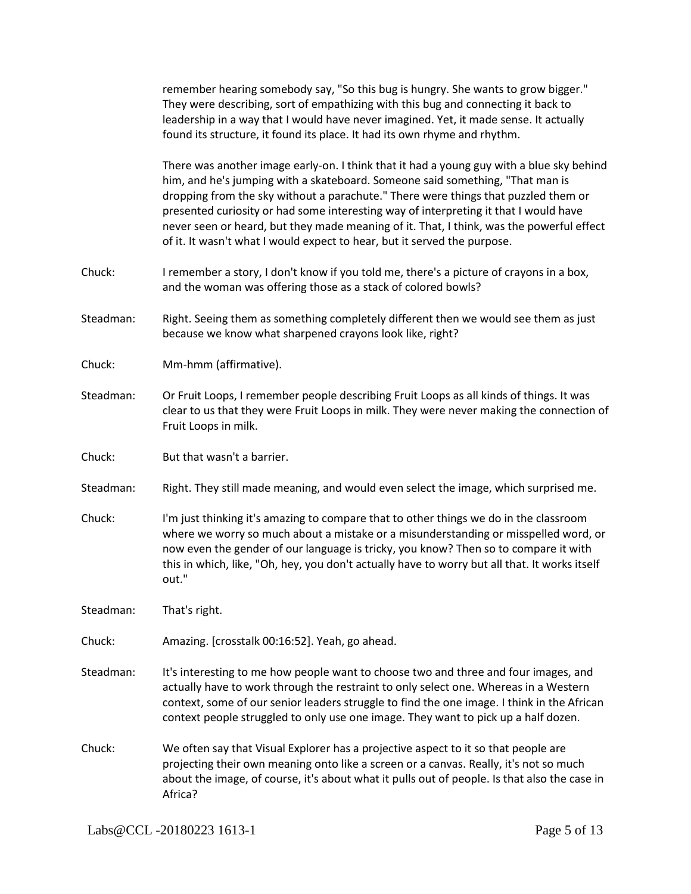remember hearing somebody say, "So this bug is hungry. She wants to grow bigger." They were describing, sort of empathizing with this bug and connecting it back to leadership in a way that I would have never imagined. Yet, it made sense. It actually found its structure, it found its place. It had its own rhyme and rhythm.

There was another image early-on. I think that it had a young guy with a blue sky behind him, and he's jumping with a skateboard. Someone said something, "That man is dropping from the sky without a parachute." There were things that puzzled them or presented curiosity or had some interesting way of interpreting it that I would have never seen or heard, but they made meaning of it. That, I think, was the powerful effect of it. It wasn't what I would expect to hear, but it served the purpose.

Chuck: I remember a story, I don't know if you told me, there's a picture of crayons in a box, and the woman was offering those as a stack of colored bowls?

Steadman: Right. Seeing them as something completely different then we would see them as just because we know what sharpened crayons look like, right?

Chuck: Mm-hmm (affirmative).

Steadman: Or Fruit Loops, I remember people describing Fruit Loops as all kinds of things. It was clear to us that they were Fruit Loops in milk. They were never making the connection of Fruit Loops in milk.

Chuck: But that wasn't a barrier.

Steadman: Right. They still made meaning, and would even select the image, which surprised me.

Chuck: I'm just thinking it's amazing to compare that to other things we do in the classroom where we worry so much about a mistake or a misunderstanding or misspelled word, or now even the gender of our language is tricky, you know? Then so to compare it with this in which, like, "Oh, hey, you don't actually have to worry but all that. It works itself out."

Steadman: That's right.

Chuck: Amazing. [crosstalk 00:16:52]. Yeah, go ahead.

Steadman: It's interesting to me how people want to choose two and three and four images, and actually have to work through the restraint to only select one. Whereas in a Western context, some of our senior leaders struggle to find the one image. I think in the African context people struggled to only use one image. They want to pick up a half dozen.

Chuck: We often say that Visual Explorer has a projective aspect to it so that people are projecting their own meaning onto like a screen or a canvas. Really, it's not so much about the image, of course, it's about what it pulls out of people. Is that also the case in Africa?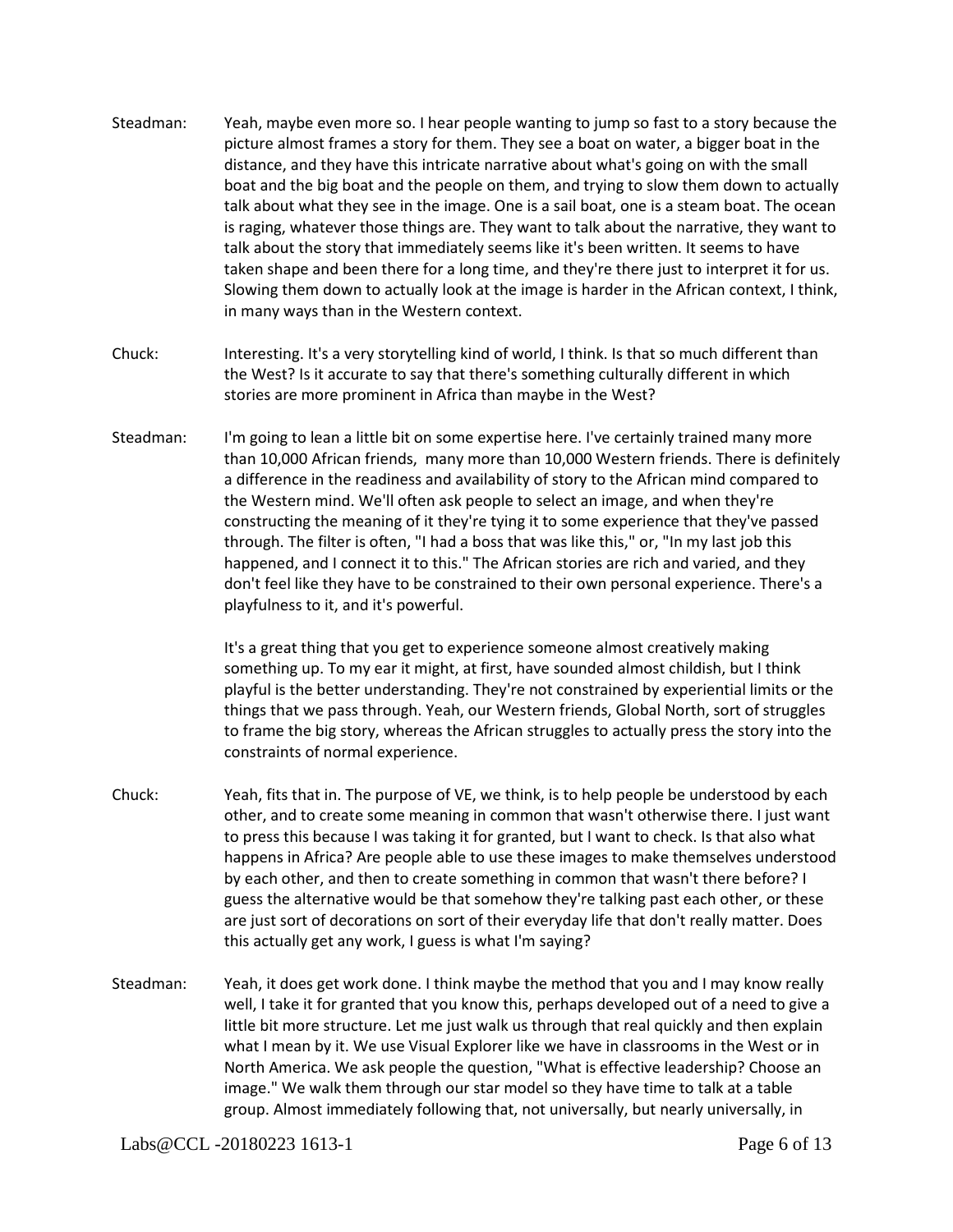Steadman: Yeah, maybe even more so. I hear people wanting to jump so fast to a story because the picture almost frames a story for them. They see a boat on water, a bigger boat in the distance, and they have this intricate narrative about what's going on with the small boat and the big boat and the people on them, and trying to slow them down to actually talk about what they see in the image. One is a sail boat, one is a steam boat. The ocean is raging, whatever those things are. They want to talk about the narrative, they want to talk about the story that immediately seems like it's been written. It seems to have taken shape and been there for a long time, and they're there just to interpret it for us. Slowing them down to actually look at the image is harder in the African context, I think, in many ways than in the Western context.

Chuck: Interesting. It's a very storytelling kind of world, I think. Is that so much different than the West? Is it accurate to say that there's something culturally different in which stories are more prominent in Africa than maybe in the West?

Steadman: I'm going to lean a little bit on some expertise here. I've certainly trained many more than 10,000 African friends, many more than 10,000 Western friends. There is definitely a difference in the readiness and availability of story to the African mind compared to the Western mind. We'll often ask people to select an image, and when they're constructing the meaning of it they're tying it to some experience that they've passed through. The filter is often, "I had a boss that was like this," or, "In my last job this happened, and I connect it to this." The African stories are rich and varied, and they don't feel like they have to be constrained to their own personal experience. There's a playfulness to it, and it's powerful.

It's a great thing that you get to experience someone almost creatively making something up. To my ear it might, at first, have sounded almost childish, but I think playful is the better understanding. They're not constrained by experiential limits or the things that we pass through. Yeah, our Western friends, Global North, sort of struggles to frame the big story, whereas the African struggles to actually press the story into the constraints of normal experience.

Chuck: Yeah, fits that in. The purpose of VE, we think, is to help people be understood by each other, and to create some meaning in common that wasn't otherwise there. I just want to press this because I was taking it for granted, but I want to check. Is that also what happens in Africa? Are people able to use these images to make themselves understood by each other, and then to create something in common that wasn't there before? I guess the alternative would be that somehow they're talking past each other, or these are just sort of decorations on sort of their everyday life that don't really matter. Does this actually get any work, I guess is what I'm saying?

Steadman: Yeah, it does get work done. I think maybe the method that you and I may know really well, I take it for granted that you know this, perhaps developed out of a need to give a little bit more structure. Let me just walk us through that real quickly and then explain what I mean by it. We use Visual Explorer like we have in classrooms in the West or in North America. We ask people the question, "What is effective leadership? Choose an image." We walk them through our star model so they have time to talk at a table group. Almost immediately following that, not universally, but nearly universally, in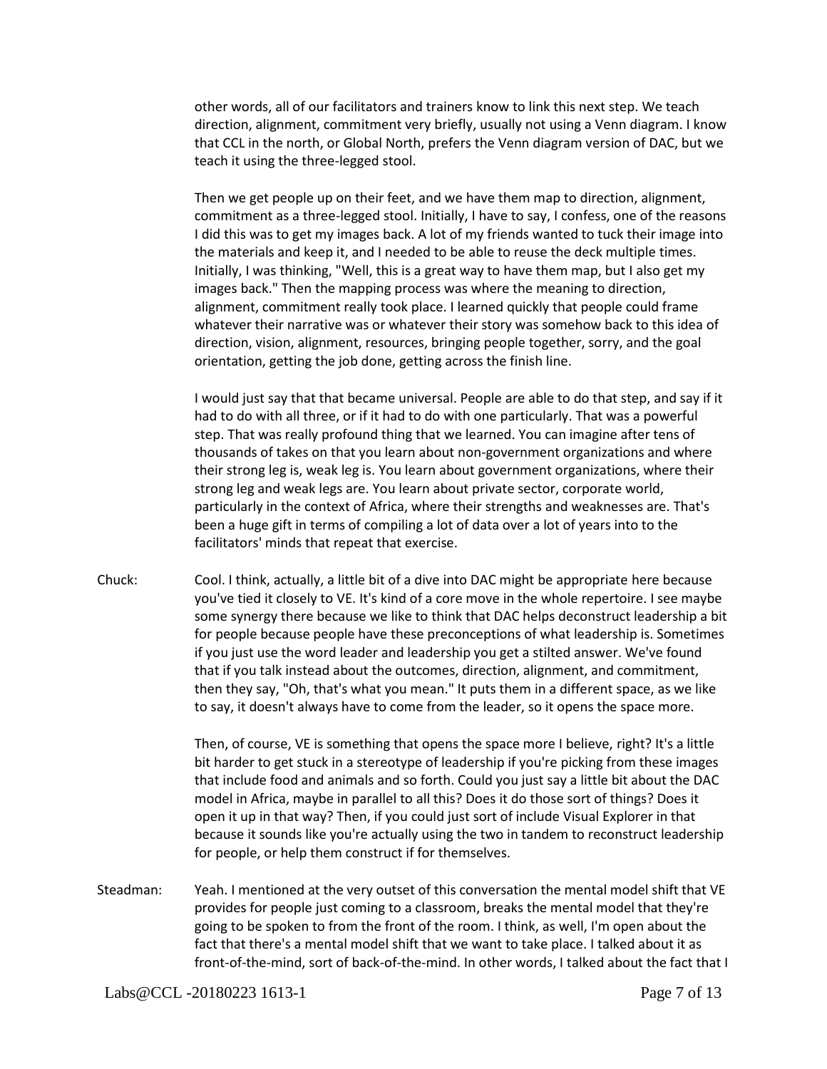other words, all of our facilitators and trainers know to link this next step. We teach direction, alignment, commitment very briefly, usually not using a Venn diagram. I know that CCL in the north, or Global North, prefers the Venn diagram version of DAC, but we teach it using the three-legged stool.

Then we get people up on their feet, and we have them map to direction, alignment, commitment as a three-legged stool. Initially, I have to say, I confess, one of the reasons I did this was to get my images back. A lot of my friends wanted to tuck their image into the materials and keep it, and I needed to be able to reuse the deck multiple times. Initially, I was thinking, "Well, this is a great way to have them map, but I also get my images back." Then the mapping process was where the meaning to direction, alignment, commitment really took place. I learned quickly that people could frame whatever their narrative was or whatever their story was somehow back to this idea of direction, vision, alignment, resources, bringing people together, sorry, and the goal orientation, getting the job done, getting across the finish line.

I would just say that that became universal. People are able to do that step, and say if it had to do with all three, or if it had to do with one particularly. That was a powerful step. That was really profound thing that we learned. You can imagine after tens of thousands of takes on that you learn about non-government organizations and where their strong leg is, weak leg is. You learn about government organizations, where their strong leg and weak legs are. You learn about private sector, corporate world, particularly in the context of Africa, where their strengths and weaknesses are. That's been a huge gift in terms of compiling a lot of data over a lot of years into to the facilitators' minds that repeat that exercise.

Chuck: Cool. I think, actually, a little bit of a dive into DAC might be appropriate here because you've tied it closely to VE. It's kind of a core move in the whole repertoire. I see maybe some synergy there because we like to think that DAC helps deconstruct leadership a bit for people because people have these preconceptions of what leadership is. Sometimes if you just use the word leader and leadership you get a stilted answer. We've found that if you talk instead about the outcomes, direction, alignment, and commitment, then they say, "Oh, that's what you mean." It puts them in a different space, as we like to say, it doesn't always have to come from the leader, so it opens the space more.

Then, of course, VE is something that opens the space more I believe, right? It's a little bit harder to get stuck in a stereotype of leadership if you're picking from these images that include food and animals and so forth. Could you just say a little bit about the DAC model in Africa, maybe in parallel to all this? Does it do those sort of things? Does it open it up in that way? Then, if you could just sort of include Visual Explorer in that because it sounds like you're actually using the two in tandem to reconstruct leadership for people, or help them construct if for themselves.

Steadman: Yeah. I mentioned at the very outset of this conversation the mental model shift that VE provides for people just coming to a classroom, breaks the mental model that they're going to be spoken to from the front of the room. I think, as well, I'm open about the fact that there's a mental model shift that we want to take place. I talked about it as front-of-the-mind, sort of back-of-the-mind. In other words, I talked about the fact that I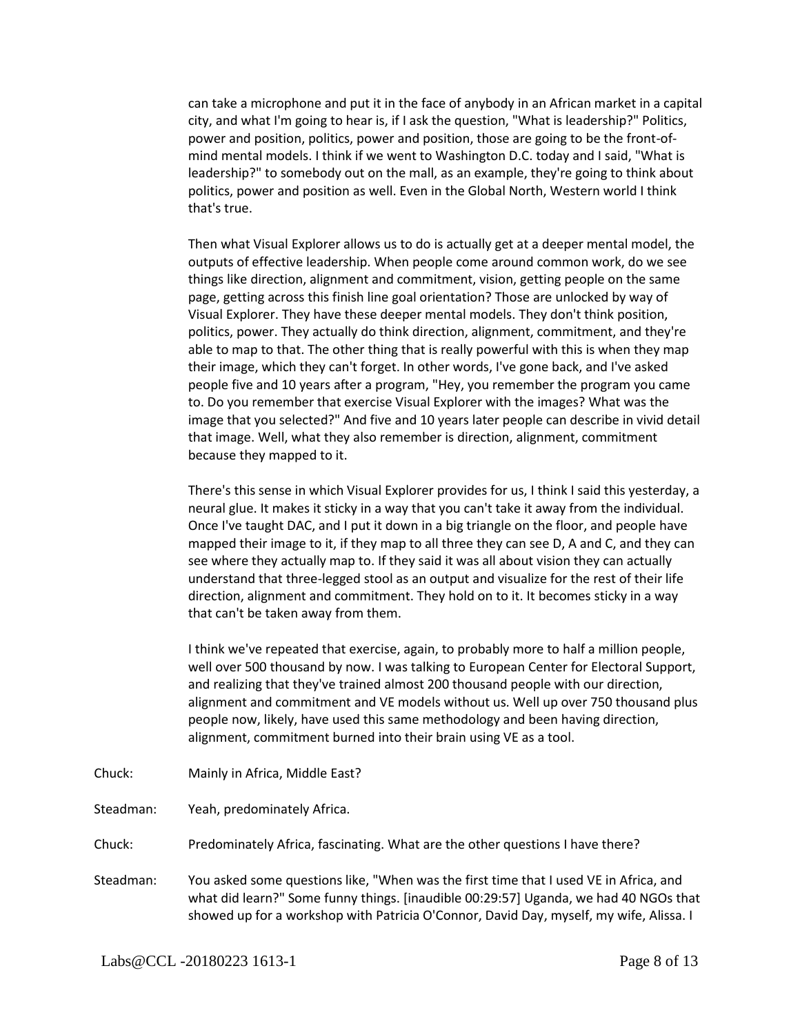can take a microphone and put it in the face of anybody in an African market in a capital city, and what I'm going to hear is, if I ask the question, "What is leadership?" Politics, power and position, politics, power and position, those are going to be the front-of-mind mental models. I think if we went to Washington D.C. today and I said, "What is leadership?" to somebody out on the mall, as an example, they're going to think about politics, power and position as well. Even in the Global North, Western world I think that's true.

Then what Visual Explorer allows us to do is actually get at a deeper mental model, the outputs of effective leadership. When people come around common work, do we see things like direction, alignment and commitment, vision, getting people on the same page, getting across this finish line goal orientation? Those are unlocked by way of Visual Explorer. They have these deeper mental models. They don't think position, politics, power. They actually do think direction, alignment, commitment, and they're able to map to that. The other thing that is really powerful with this is when they map their image, which they can't forget. In other words, I've gone back, and I've asked people five and 10 years after a program, "Hey, you remember the program you came to. Do you remember that exercise Visual Explorer with the images? What was the image that you selected?" And five and 10 years later people can describe in vivid detail that image. Well, what they also remember is direction, alignment, commitment because they mapped to it.

There's this sense in which Visual Explorer provides for us, I think I said this yesterday, a neural glue. It makes it sticky in a way that you can't take it away from the individual. Once I've taught DAC, and I put it down in a big triangle on the floor, and people have mapped their image to it, if they map to all three they can see D, A and C, and they can see where they actually map to. If they said it was all about vision they can actually understand that three-legged stool as an output and visualize for the rest of their life direction, alignment and commitment. They hold on to it. It becomes sticky in a way that can't be taken away from them.

I think we've repeated that exercise, again, to probably more to half a million people, well over 500 thousand by now. I was talking to European Center for Electoral Support, and realizing that they've trained almost 200 thousand people with our direction, alignment and commitment and VE models without us. Well up over 750 thousand plus people now, likely, have used this same methodology and been having direction, alignment, commitment burned into their brain using VE as a tool.

Chuck: Mainly in Africa, Middle East?

Steadman: Yeah, predominately Africa.

Chuck: Predominately Africa, fascinating. What are the other questions I have there?

Steadman: You asked some questions like, "When was the first time that I used VE in Africa, and what did learn?" Some funny things. [inaudible 00:29:57] Uganda, we had 40 NGOs that showed up for a workshop with Patricia O'Connor, David Day, myself, my wife, Alissa. I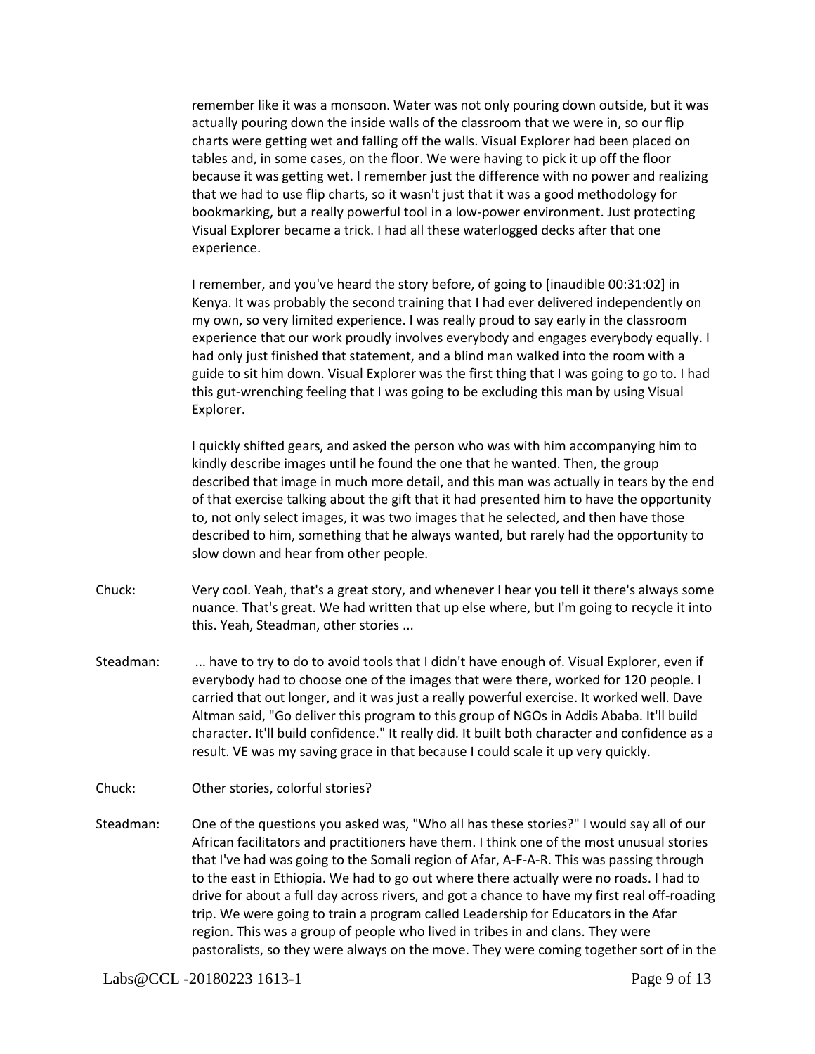remember like it was a monsoon. Water was not only pouring down outside, but it was actually pouring down the inside walls of the classroom that we were in, so our flip charts were getting wet and falling off the walls. Visual Explorer had been placed on tables and, in some cases, on the floor. We were having to pick it up off the floor because it was getting wet. I remember just the difference with no power and realizing that we had to use flip charts, so it wasn't just that it was a good methodology for bookmarking, but a really powerful tool in a low-power environment. Just protecting Visual Explorer became a trick. I had all these waterlogged decks after that one experience.

I remember, and you've heard the story before, of going to [inaudible 00:31:02] in Kenya. It was probably the second training that I had ever delivered independently on my own, so very limited experience. I was really proud to say early in the classroom experience that our work proudly involves everybody and engages everybody equally. I had only just finished that statement, and a blind man walked into the room with a guide to sit him down. Visual Explorer was the first thing that I was going to go to. I had this gut-wrenching feeling that I was going to be excluding this man by using Visual Explorer.

I quickly shifted gears, and asked the person who was with him accompanying him to kindly describe images until he found the one that he wanted. Then, the group described that image in much more detail, and this man was actually in tears by the end of that exercise talking about the gift that it had presented him to have the opportunity to, not only select images, it was two images that he selected, and then have those described to him, something that he always wanted, but rarely had the opportunity to slow down and hear from other people.

Chuck: Very cool. Yeah, that's a great story, and whenever I hear you tell it there's always some nuance. That's great. We had written that up else where, but I'm going to recycle it into this. Yeah, Steadman, other stories ...

Steadman: ... have to try to do to avoid tools that I didn't have enough of. Visual Explorer, even if everybody had to choose one of the images that were there, worked for 120 people. I carried that out longer, and it was just a really powerful exercise. It worked well. Dave Altman said, "Go deliver this program to this group of NGOs in Addis Ababa. It'll build character. It'll build confidence." It really did. It built both character and confidence as a result. VE was my saving grace in that because I could scale it up very quickly.

Chuck: Other stories, colorful stories?

Steadman: One of the questions you asked was, "Who all has these stories?" I would say all of our African facilitators and practitioners have them. I think one of the most unusual stories that I've had was going to the Somali region of Afar, A-F-A-R. This was passing through to the east in Ethiopia. We had to go out where there actually were no roads. I had to drive for about a full day across rivers, and got a chance to have my first real off-roading trip. We were going to train a program called Leadership for Educators in the Afar region. This was a group of people who lived in tribes in and clans. They were pastoralists, so they were always on the move. They were coming together sort of in the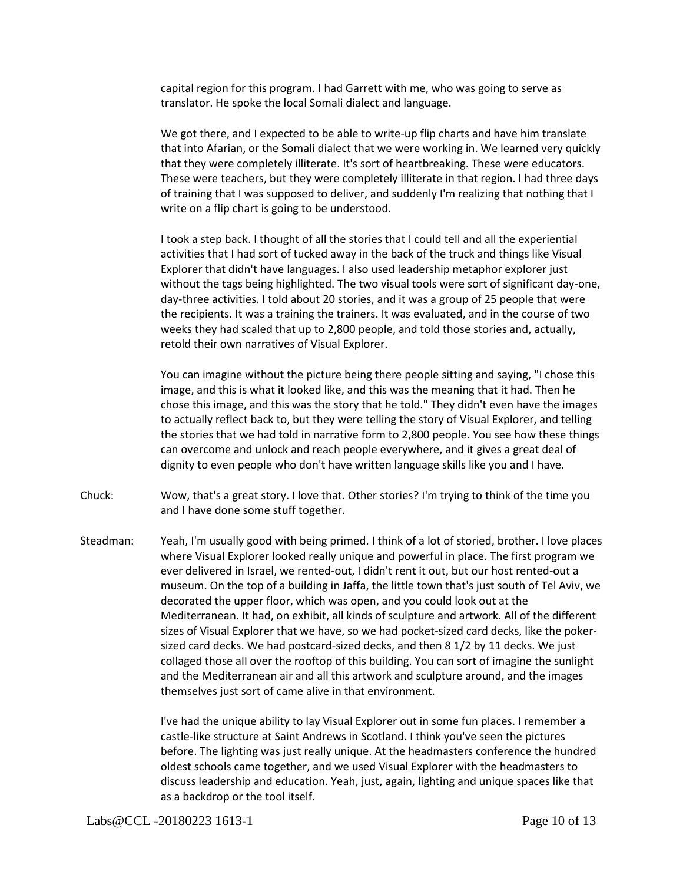capital region for this program. I had Garrett with me, who was going to serve as translator. He spoke the local Somali dialect and language.

We got there, and I expected to be able to write-up flip charts and have him translate that into Afarian, or the Somali dialect that we were working in. We learned very quickly that they were completely illiterate. It's sort of heartbreaking. These were educators. These were teachers, but they were completely illiterate in that region. I had three days of training that I was supposed to deliver, and suddenly I'm realizing that nothing that I write on a flip chart is going to be understood.

I took a step back. I thought of all the stories that I could tell and all the experiential activities that I had sort of tucked away in the back of the truck and things like Visual Explorer that didn't have languages. I also used leadership metaphor explorer just without the tags being highlighted. The two visual tools were sort of significant day-one, day-three activities. I told about 20 stories, and it was a group of 25 people that were the recipients. It was a training the trainers. It was evaluated, and in the course of two weeks they had scaled that up to 2,800 people, and told those stories and, actually, retold their own narratives of Visual Explorer.

You can imagine without the picture being there people sitting and saying, "I chose this image, and this is what it looked like, and this was the meaning that it had. Then he chose this image, and this was the story that he told." They didn't even have the images to actually reflect back to, but they were telling the story of Visual Explorer, and telling the stories that we had told in narrative form to 2,800 people. You see how these things can overcome and unlock and reach people everywhere, and it gives a great deal of dignity to even people who don't have written language skills like you and I have.

Chuck: Wow, that's a great story. I love that. Other stories? I'm trying to think of the time you and I have done some stuff together.

Steadman: Yeah, I'm usually good with being primed. I think of a lot of storied, brother. I love places where Visual Explorer looked really unique and powerful in place. The first program we ever delivered in Israel, we rented-out, I didn't rent it out, but our host rented-out a museum. On the top of a building in Jaffa, the little town that's just south of Tel Aviv, we decorated the upper floor, which was open, and you could look out at the Mediterranean. It had, on exhibit, all kinds of sculpture and artwork. All of the different sizes of Visual Explorer that we have, so we had pocket-sized card decks, like the poker-sized card decks. We had postcard-sized decks, and then 8 1/2 by 11 decks. We just collaged those all over the rooftop of this building. You can sort of imagine the sunlight and the Mediterranean air and all this artwork and sculpture around, and the images themselves just sort of came alive in that environment.

I've had the unique ability to lay Visual Explorer out in some fun places. I remember a castle-like structure at Saint Andrews in Scotland. I think you've seen the pictures before. The lighting was just really unique. At the headmasters conference the hundred oldest schools came together, and we used Visual Explorer with the headmasters to discuss leadership and education. Yeah, just, again, lighting and unique spaces like that as a backdrop or the tool itself.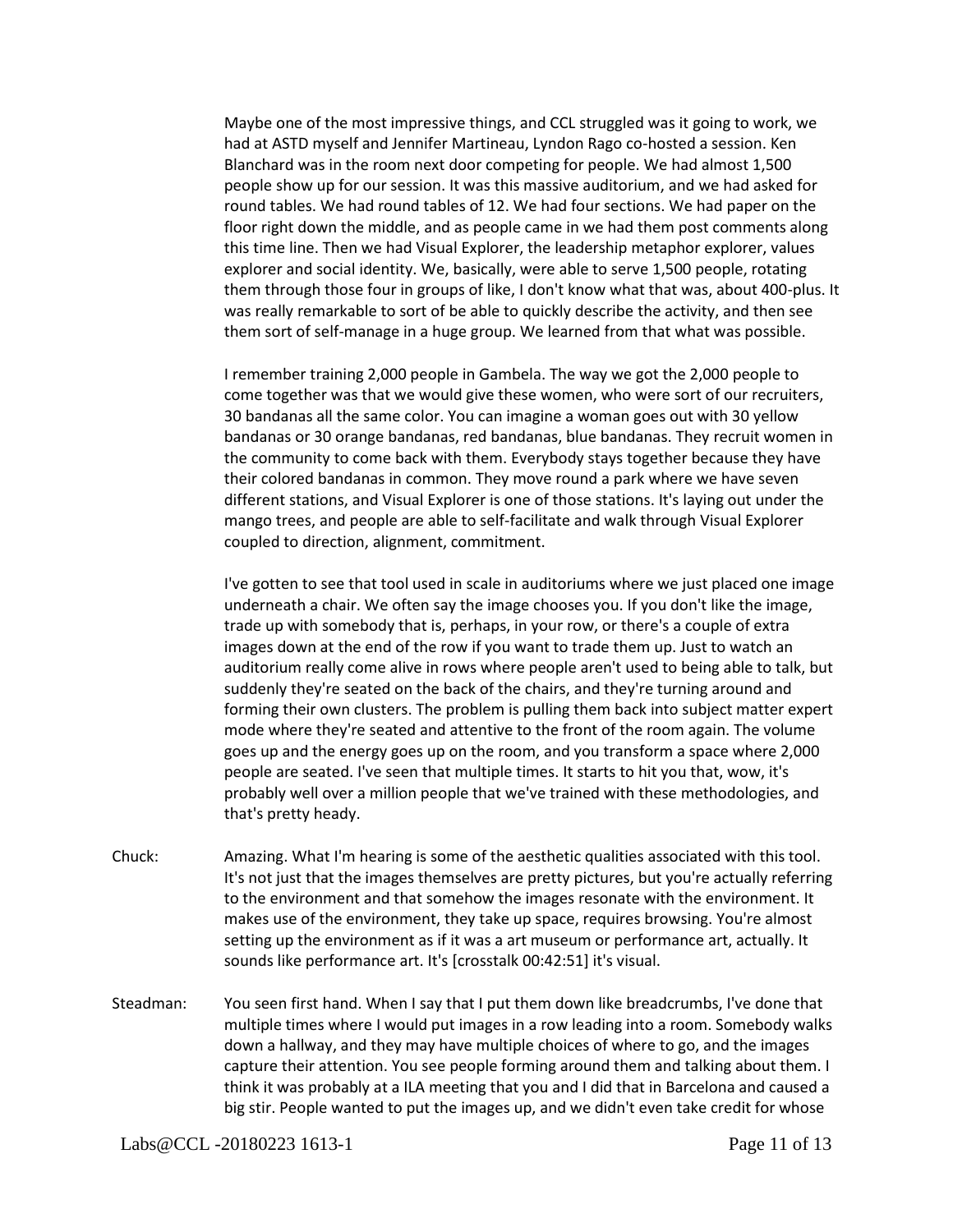Maybe one of the most impressive things, and CCL struggled was it going to work, we had at ASTD myself and Jennifer Martineau, Lyndon Rago co-hosted a session. Ken Blanchard was in the room next door competing for people. We had almost 1,500 people show up for our session. It was this massive auditorium, and we had asked for round tables. We had round tables of 12. We had four sections. We had paper on the floor right down the middle, and as people came in we had them post comments along this time line. Then we had Visual Explorer, the leadership metaphor explorer, values explorer and social identity. We, basically, were able to serve 1,500 people, rotating them through those four in groups of like, I don't know what that was, about 400-plus. It was really remarkable to sort of be able to quickly describe the activity, and then see them sort of self-manage in a huge group. We learned from that what was possible.

I remember training 2,000 people in Gambela. The way we got the 2,000 people to come together was that we would give these women, who were sort of our recruiters, 30 bandanas all the same color. You can imagine a woman goes out with 30 yellow bandanas or 30 orange bandanas, red bandanas, blue bandanas. They recruit women in the community to come back with them. Everybody stays together because they have their colored bandanas in common. They move round a park where we have seven different stations, and Visual Explorer is one of those stations. It's laying out under the mango trees, and people are able to self-facilitate and walk through Visual Explorer coupled to direction, alignment, commitment.

I've gotten to see that tool used in scale in auditoriums where we just placed one image underneath a chair. We often say the image chooses you. If you don't like the image, trade up with somebody that is, perhaps, in your row, or there's a couple of extra images down at the end of the row if you want to trade them up. Just to watch an auditorium really come alive in rows where people aren't used to being able to talk, but suddenly they're seated on the back of the chairs, and they're turning around and forming their own clusters. The problem is pulling them back into subject matter expert mode where they're seated and attentive to the front of the room again. The volume goes up and the energy goes up on the room, and you transform a space where 2,000 people are seated. I've seen that multiple times. It starts to hit you that, wow, it's probably well over a million people that we've trained with these methodologies, and that's pretty heady.

Chuck: Amazing. What I'm hearing is some of the aesthetic qualities associated with this tool. It's not just that the images themselves are pretty pictures, but you're actually referring to the environment and that somehow the images resonate with the environment. It makes use of the environment, they take up space, requires browsing. You're almost setting up the environment as if it was a art museum or performance art, actually. It sounds like performance art. It's [crosstalk 00:42:51] it's visual.

Steadman: You seen first hand. When I say that I put them down like breadcrumbs, I've done that multiple times where I would put images in a row leading into a room. Somebody walks down a hallway, and they may have multiple choices of where to go, and the images capture their attention. You see people forming around them and talking about them. I think it was probably at a ILA meeting that you and I did that in Barcelona and caused a big stir. People wanted to put the images up, and we didn't even take credit for whose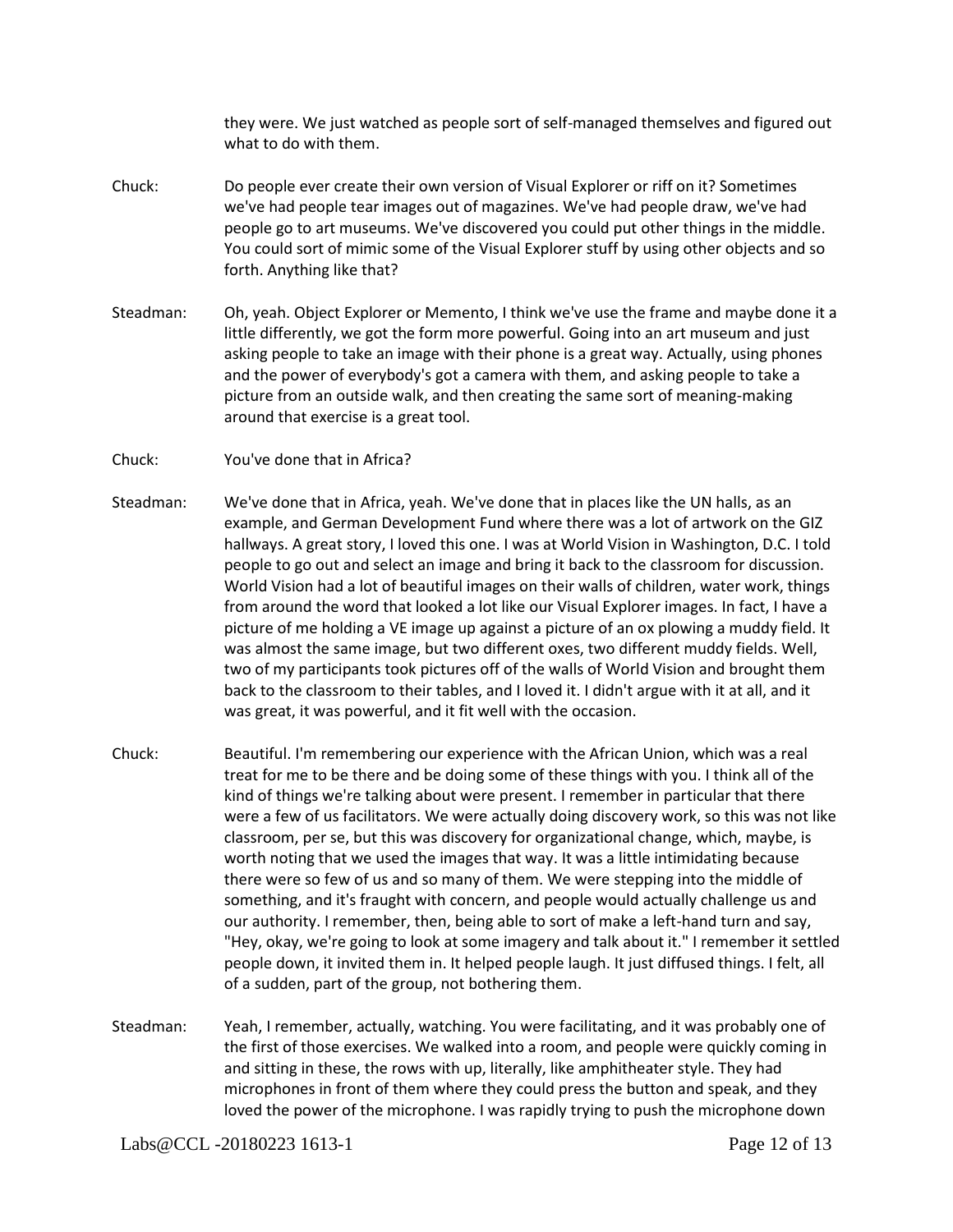they were. We just watched as people sort of self-managed themselves and figured out what to do with them.

Chuck: Do people ever create their own version of Visual Explorer or riff on it? Sometimes we've had people tear images out of magazines. We've had people draw, we've had people go to art museums. We've discovered you could put other things in the middle. You could sort of mimic some of the Visual Explorer stuff by using other objects and so forth. Anything like that?

Steadman: Oh, yeah. Object Explorer or Memento, I think we've use the frame and maybe done it a little differently, we got the form more powerful. Going into an art museum and just asking people to take an image with their phone is a great way. Actually, using phones and the power of everybody's got a camera with them, and asking people to take a picture from an outside walk, and then creating the same sort of meaning-making around that exercise is a great tool.

Chuck: You've done that in Africa?

Steadman: We've done that in Africa, yeah. We've done that in places like the UN halls, as an example, and German Development Fund where there was a lot of artwork on the GIZ hallways. A great story, I loved this one. I was at World Vision in Washington, D.C. I told people to go out and select an image and bring it back to the classroom for discussion. World Vision had a lot of beautiful images on their walls of children, water work, things from around the word that looked a lot like our Visual Explorer images. In fact, I have a picture of me holding a VE image up against a picture of an ox plowing a muddy field. It was almost the same image, but two different oxes, two different muddy fields. Well, two of my participants took pictures off of the walls of World Vision and brought them back to the classroom to their tables, and I loved it. I didn't argue with it at all, and it was great, it was powerful, and it fit well with the occasion.

Chuck: Beautiful. I'm remembering our experience with the African Union, which was a real treat for me to be there and be doing some of these things with you. I think all of the kind of things we're talking about were present. I remember in particular that there were a few of us facilitators. We were actually doing discovery work, so this was not like classroom, per se, but this was discovery for organizational change, which, maybe, is worth noting that we used the images that way. It was a little intimidating because there were so few of us and so many of them. We were stepping into the middle of something, and it's fraught with concern, and people would actually challenge us and our authority. I remember, then, being able to sort of make a left-hand turn and say, "Hey, okay, we're going to look at some imagery and talk about it." I remember it settled people down, it invited them in. It helped people laugh. It just diffused things. I felt, all of a sudden, part of the group, not bothering them.

Steadman: Yeah, I remember, actually, watching. You were facilitating, and it was probably one of the first of those exercises. We walked into a room, and people were quickly coming in and sitting in these, the rows with up, literally, like amphitheater style. They had microphones in front of them where they could press the button and speak, and they loved the power of the microphone. I was rapidly trying to push the microphone down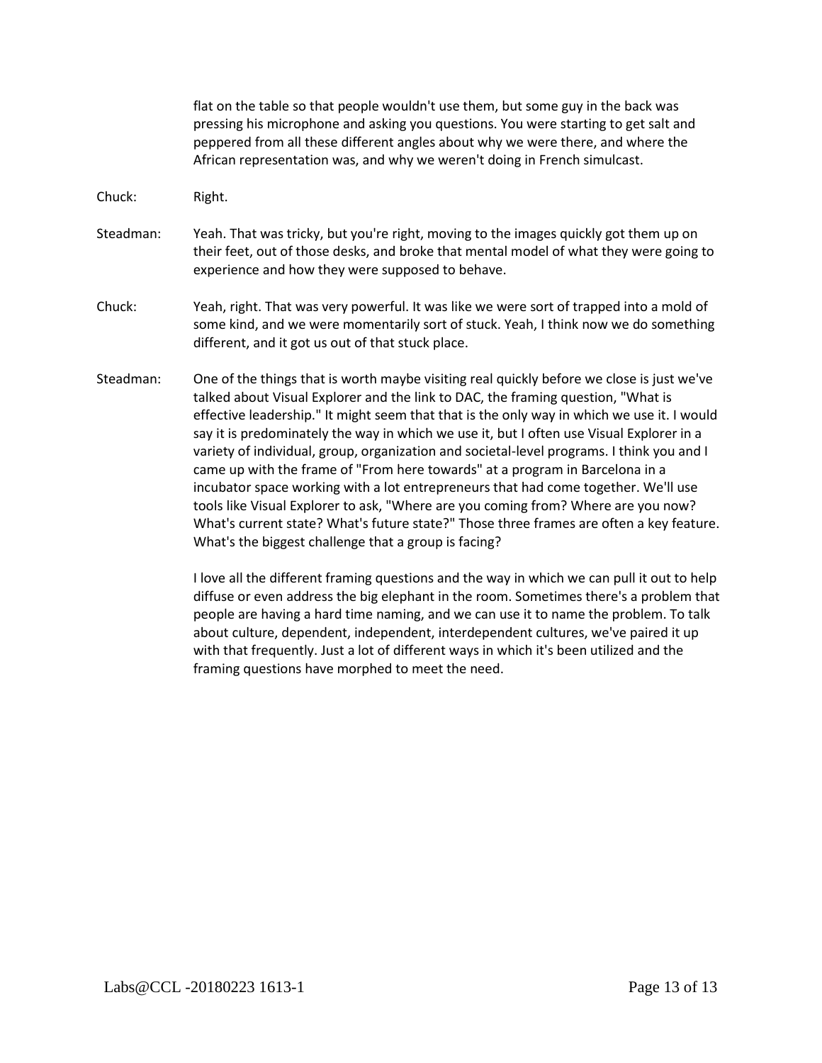flat on the table so that people wouldn't use them, but some guy in the back was pressing his microphone and asking you questions. You were starting to get salt and peppered from all these different angles about why we were there, and where the African representation was, and why we weren't doing in French simulcast.

Chuck: Right.

Steadman: Yeah. That was tricky, but you're right, moving to the images quickly got them up on their feet, out of those desks, and broke that mental model of what they were going to experience and how they were supposed to behave.

Chuck: Yeah, right. That was very powerful. It was like we were sort of trapped into a mold of some kind, and we were momentarily sort of stuck. Yeah, I think now we do something different, and it got us out of that stuck place.

Steadman: One of the things that is worth maybe visiting real quickly before we close is just we've talked about Visual Explorer and the link to DAC, the framing question, "What is effective leadership." It might seem that that is the only way in which we use it. I would say it is predominately the way in which we use it, but I often use Visual Explorer in a variety of individual, group, organization and societal-level programs. I think you and I came up with the frame of "From here towards" at a program in Barcelona in a incubator space working with a lot entrepreneurs that had come together. We'll use tools like Visual Explorer to ask, "Where are you coming from? Where are you now? What's current state? What's future state?" Those three frames are often a key feature. What's the biggest challenge that a group is facing?

I love all the different framing questions and the way in which we can pull it out to help diffuse or even address the big elephant in the room. Sometimes there's a problem that people are having a hard time naming, and we can use it to name the problem. To talk about culture, dependent, independent, interdependent cultures, we've paired it up with that frequently. Just a lot of different ways in which it's been utilized and the framing questions have morphed to meet the need.